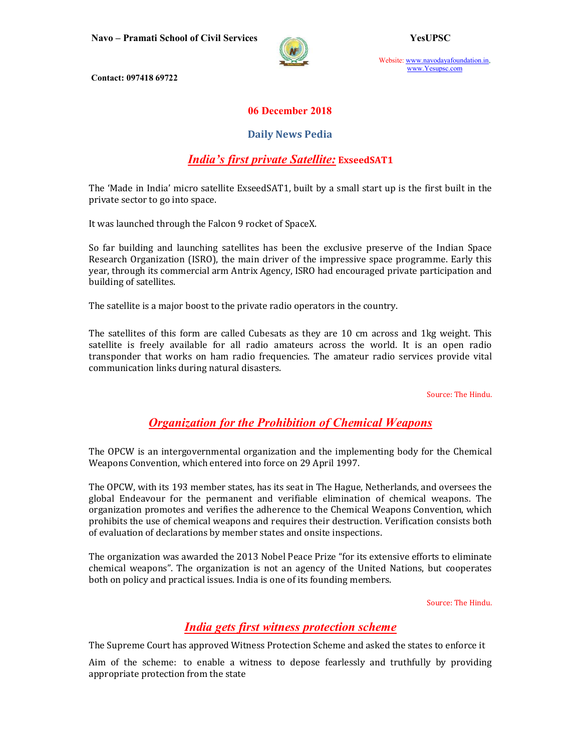Navo – Pramati School of Civil Services

YesUPSC

Website: www.navodayafoundation.in, www.Yesupsc.com

Contact: 097418 69722

## 06 December 2018

## Daily News Pedia

## *India's first private Satellite:* ExseedSAT1

The 'Made in India' micro satellite ExseedSAT1, built by a small start up is the first built in the private sector to go into space.

It was launched through the Falcon 9 rocket of SpaceX.

So far building and launching satellites has been the exclusive preserve of the Indian Space Research Organization (ISRO), the main driver of the impressive space programme. Early this year, through its commercial arm Antrix Agency, ISRO had encouraged private participation and building of satellites.

The satellite is a major boost to the private radio operators in the country.

The satellites of this form are called Cubesats as they are 10 cm across and 1kg weight. This satellite is freely available for all radio amateurs across the world. It is an open radio transponder that works on ham radio frequencies. The amateur radio services provide vital communication links during natural disasters.

Source: The Hindu.

## *Organization for the Prohibition of Chemical Weapons*

The OPCW is an intergovernmental organization and the implementing body for the Chemical Weapons Convention, which entered into force on 29 April 1997.

The OPCW, with its 193 member states, has its seat in The Hague, Netherlands, and oversees the global Endeavour for the permanent and verifiable elimination of chemical weapons. The organization promotes and verifies the adherence to the Chemical Weapons Convention, which prohibits the use of chemical weapons and requires their destruction. Verification consists both of evaluation of declarations by member states and onsite inspections.

The organization was awarded the 2013 Nobel Peace Prize "for its extensive efforts to eliminate chemical weapons". The organization is not an agency of the United Nations, but cooperates both on policy and practical issues. India is one of its founding members.

Source: The Hindu.

## *India gets first witness protection scheme*

The Supreme Court has approved Witness Protection Scheme and asked the states to enforce it

Aim of the scheme: to enable a witness to depose fearlessly and truthfully by providing appropriate protection from the state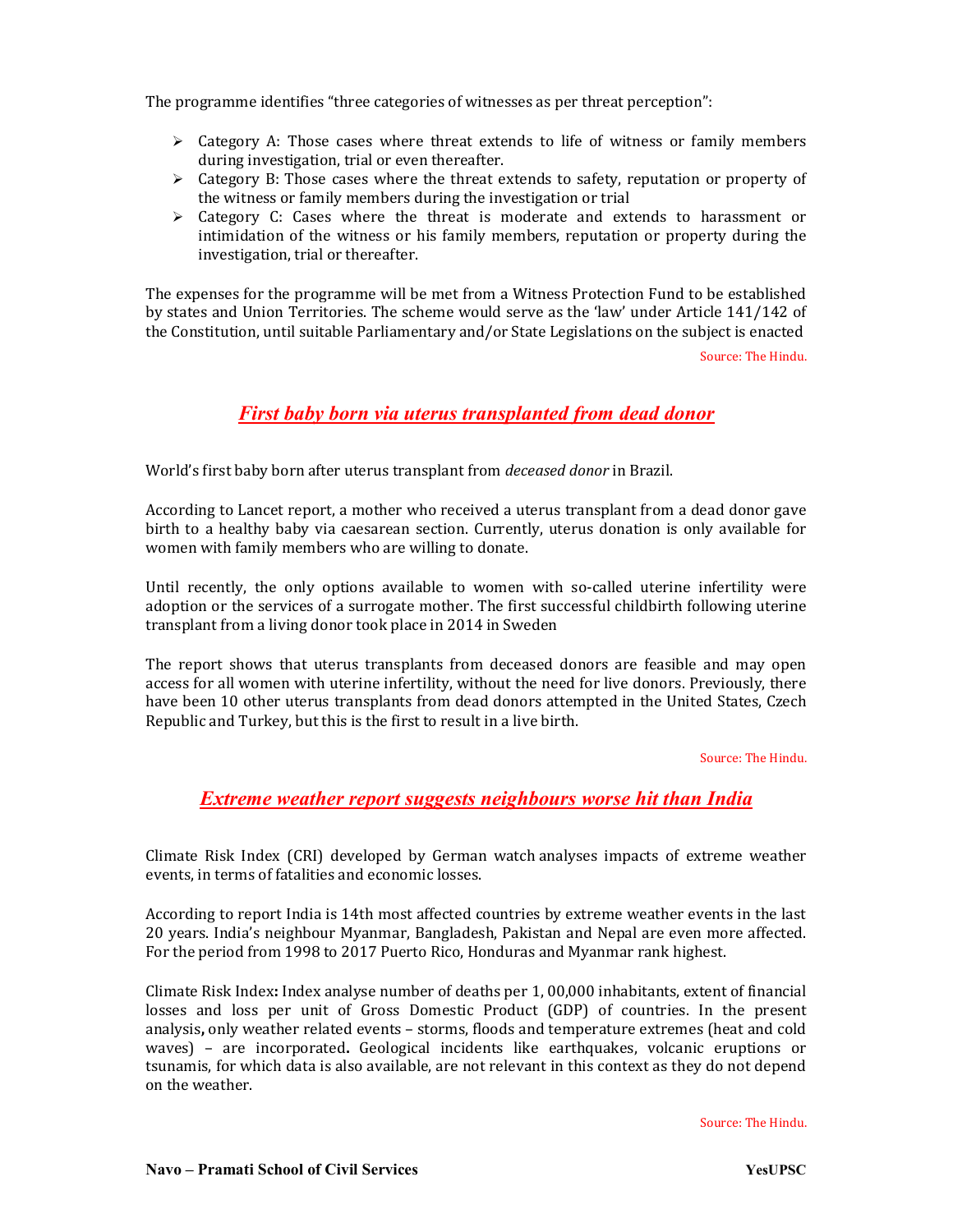The programme identifies "three categories of witnesses as per threat perception":

- Category A: Those cases where threat extends to life of witness or family members during investigation, trial or even thereafter.
- Category B: Those cases where the threat extends to safety, reputation or property of the witness or family members during the investigation or trial
- Category C: Cases where the threat is moderate and extends to harassment or intimidation of the witness or his family members, reputation or property during the investigation, trial or thereafter.

The expenses for the programme will be met from a Witness Protection Fund to be established by states and Union Territories. The scheme would serve as the 'law' under Article 141/142 of the Constitution, until suitable Parliamentary and/or State Legislations on the subject is enacted

Source: The Hindu.

## *First baby born via uterus transplanted from dead donor*

World's first baby born after uterus transplant from *deceased donor* in Brazil.

According to Lancet report, a mother who received a uterus transplant from a dead donor gave birth to a healthy baby via caesarean section. Currently, uterus donation is only available for women with family members who are willing to donate.

Until recently, the only options available to women with so-called uterine infertility were adoption or the services of a surrogate mother. The first successful childbirth following uterine transplant from a living donor took place in 2014 in Sweden

The report shows that uterus transplants from deceased donors are feasible and may open access for all women with uterine infertility, without the need for live donors. Previously, there have been 10 other uterus transplants from dead donors attempted in the United States, Czech Republic and Turkey, but this is the first to result in a live birth.

Source: The Hindu.

## *Extreme weather report suggests neighbours worse hit than India*

Climate Risk Index (CRI) developed by German watch analyses impacts of extreme weather events, in terms of fatalities and economic losses.

According to report India is 14th most affected countries by extreme weather events in the last 20 years. India's neighbour Myanmar, Bangladesh, Pakistan and Nepal are even more affected. For the period from 1998 to 2017 Puerto Rico, Honduras and Myanmar rank highest.

**Climate Risk Index:** Index analyse number of deaths per 1, 00,000 inhabitants, extent of financial losses and loss per unit of Gross Domestic Product (GDP) of countries. In the present analysis, only weather related events – storms, floods and temperature extremes (heat and cold waves) – are incorporated. Geological incidents like earthquakes, volcanic eruptions or tsunamis, for which data is also available, are not relevant in this context as they do not depend on the weather.

Source: The Hindu.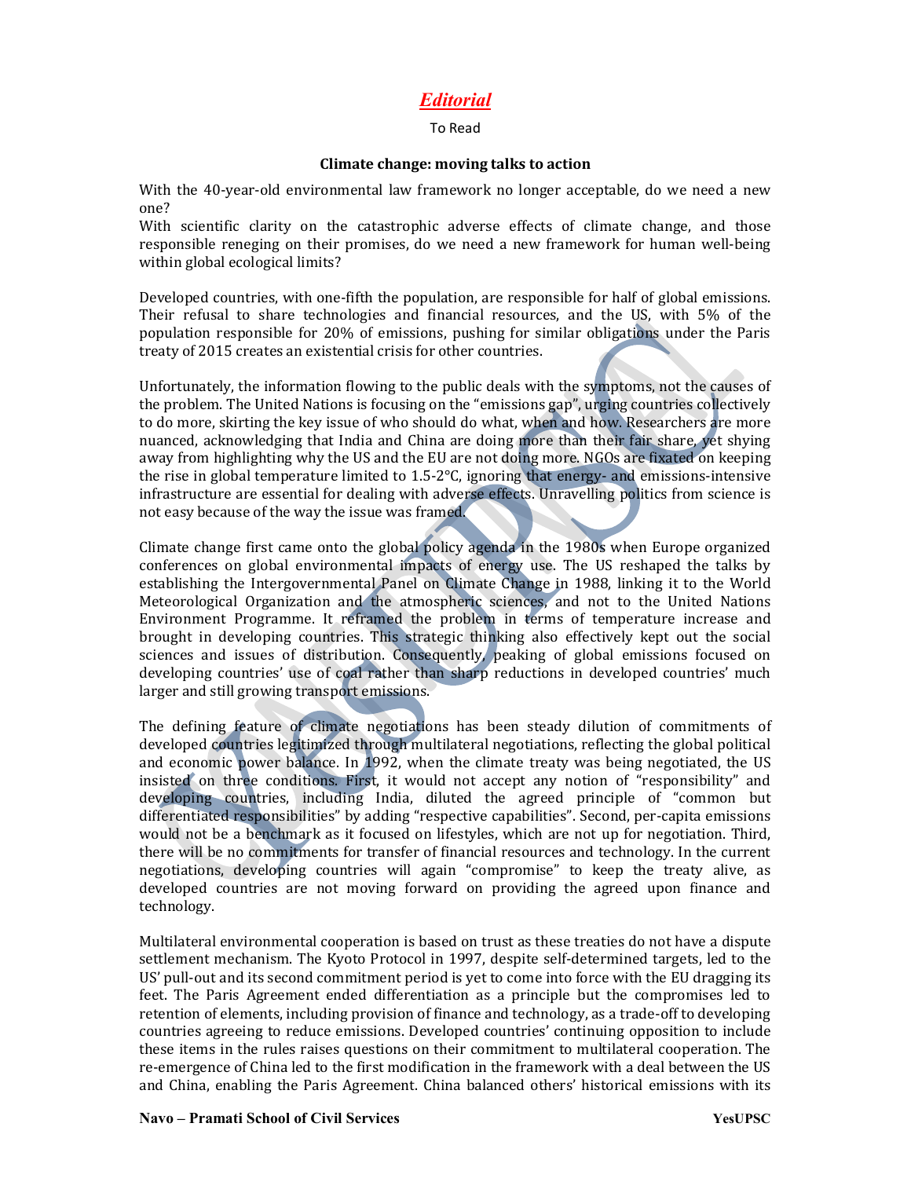# *Editorial*

To Read

### Climate change: moving talks to action

With the 40-year-old environmental law framework no longer acceptable, do we need a new one?
With scientific clarity on the catastrophic adverse effects of climate change, and those responsible reneging on their promises, do we need a new framework for human well-being within global ecological limits?

Developed countries, with one-fifth the population, are responsible for half of global emissions. Their refusal to share technologies and financial resources, and the US, with 5% of the population responsible for 20% of emissions, pushing for similar obligations under the Paris treaty of 2015 creates an existential crisis for other countries.

Unfortunately, the information flowing to the public deals with the symptoms, not the causes of the problem. The United Nations is focusing on the "emissions gap", urging countries collectively to do more, skirting the key issue of who should do what, when and how. Researchers are more nuanced, acknowledging that India and China are doing more than their fair share, yet shying away from highlighting why the US and the EU are not doing more. NGOs are fixated on keeping the rise in global temperature limited to 1.5-2°C, ignoring that energy- and emissions-intensive infrastructure are essential for dealing with adverse effects. Unravelling politics from science is not easy because of the way the issue was framed.

Climate change first came onto the global policy agenda in the 1980s when Europe organized conferences on global environmental impacts of energy use. The US reshaped the talks by establishing the Intergovernmental Panel on Climate Change in 1988, linking it to the World Meteorological Organization and the atmospheric sciences, and not to the United Nations Environment Programme. It reframed the problem in terms of temperature increase and brought in developing countries. This strategic thinking also effectively kept out the social sciences and issues of distribution. Consequently, peaking of global emissions focused on developing countries' use of coal rather than sharp reductions in developed countries' much larger and still growing transport emissions.

The defining feature of climate negotiations has been steady dilution of commitments of developed countries legitimized through multilateral negotiations, reflecting the global political and economic power balance. In 1992, when the climate treaty was being negotiated, the US insisted on three conditions. First, it would not accept any notion of "responsibility" and developing countries, including India, diluted the agreed principle of "common but differentiated responsibilities" by adding "respective capabilities". Second, per-capita emissions would not be a benchmark as it focused on lifestyles, which are not up for negotiation. Third, there will be no commitments for transfer of financial resources and technology. In the current negotiations, developing countries will again "compromise" to keep the treaty alive, as developed countries are not moving forward on providing the agreed upon finance and technology.

Multilateral environmental cooperation is based on trust as these treaties do not have a dispute settlement mechanism. The Kyoto Protocol in 1997, despite self-determined targets, led to the US' pull-out and its second commitment period is yet to come into force with the EU dragging its feet. The Paris Agreement ended differentiation as a principle but the compromises led to retention of elements, including provision of finance and technology, as a trade-off to developing countries agreeing to reduce emissions. Developed countries' continuing opposition to include these items in the rules raises questions on their commitment to multilateral cooperation. The re-emergence of China led to the first modification in the framework with a deal between the US and China, enabling the Paris Agreement. China balanced others' historical emissions with its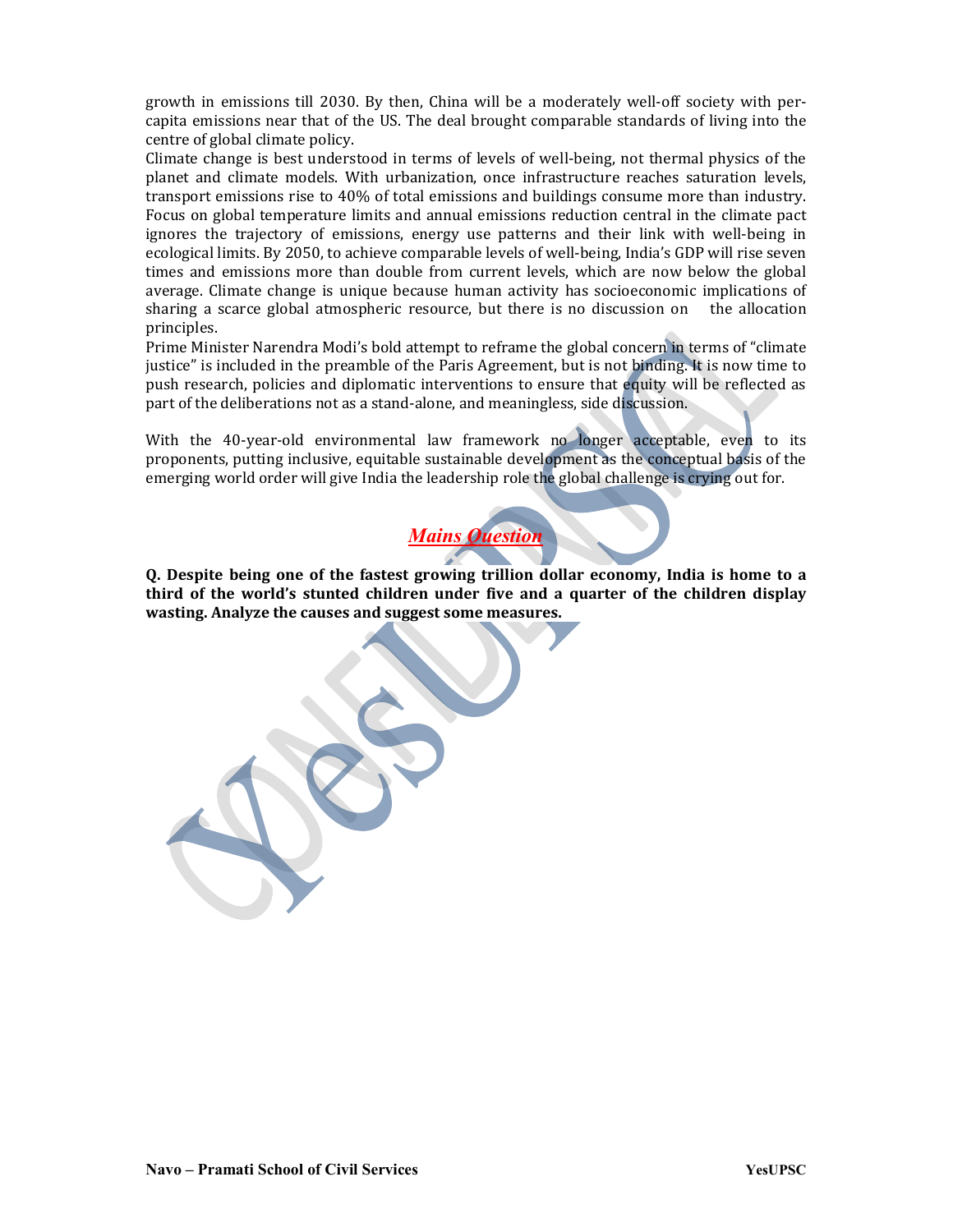growth in emissions till 2030. By then, China will be a moderately well-off society with per-capita emissions near that of the US. The deal brought comparable standards of living into the centre of global climate policy.

Climate change is best understood in terms of levels of well-being, not thermal physics of the planet and climate models. With urbanization, once infrastructure reaches saturation levels, transport emissions rise to 40% of total emissions and buildings consume more than industry. Focus on global temperature limits and annual emissions reduction central in the climate pact ignores the trajectory of emissions, energy use patterns and their link with well-being in ecological limits. By 2050, to achieve comparable levels of well-being, India's GDP will rise seven times and emissions more than double from current levels, which are now below the global average. Climate change is unique because human activity has socioeconomic implications of sharing a scarce global atmospheric resource, but there is no discussion on the allocation principles.

Prime Minister Narendra Modi's bold attempt to reframe the global concern in terms of "climate justice" is included in the preamble of the Paris Agreement, but is not binding. It is now time to push research, policies and diplomatic interventions to ensure that equity will be reflected as part of the deliberations not as a stand-alone, and meaningless, side discussion.

With the 40-year-old environmental law framework no longer acceptable, even to its proponents, putting inclusive, equitable sustainable development as the conceptual basis of the emerging world order will give India the leadership role the global challenge is crying out for.

## ***Mains Question***

**Q. Despite being one of the fastest growing trillion dollar economy, India is home to a third of the world's stunted children under five and a quarter of the children display wasting. Analyze the causes and suggest some measures.**